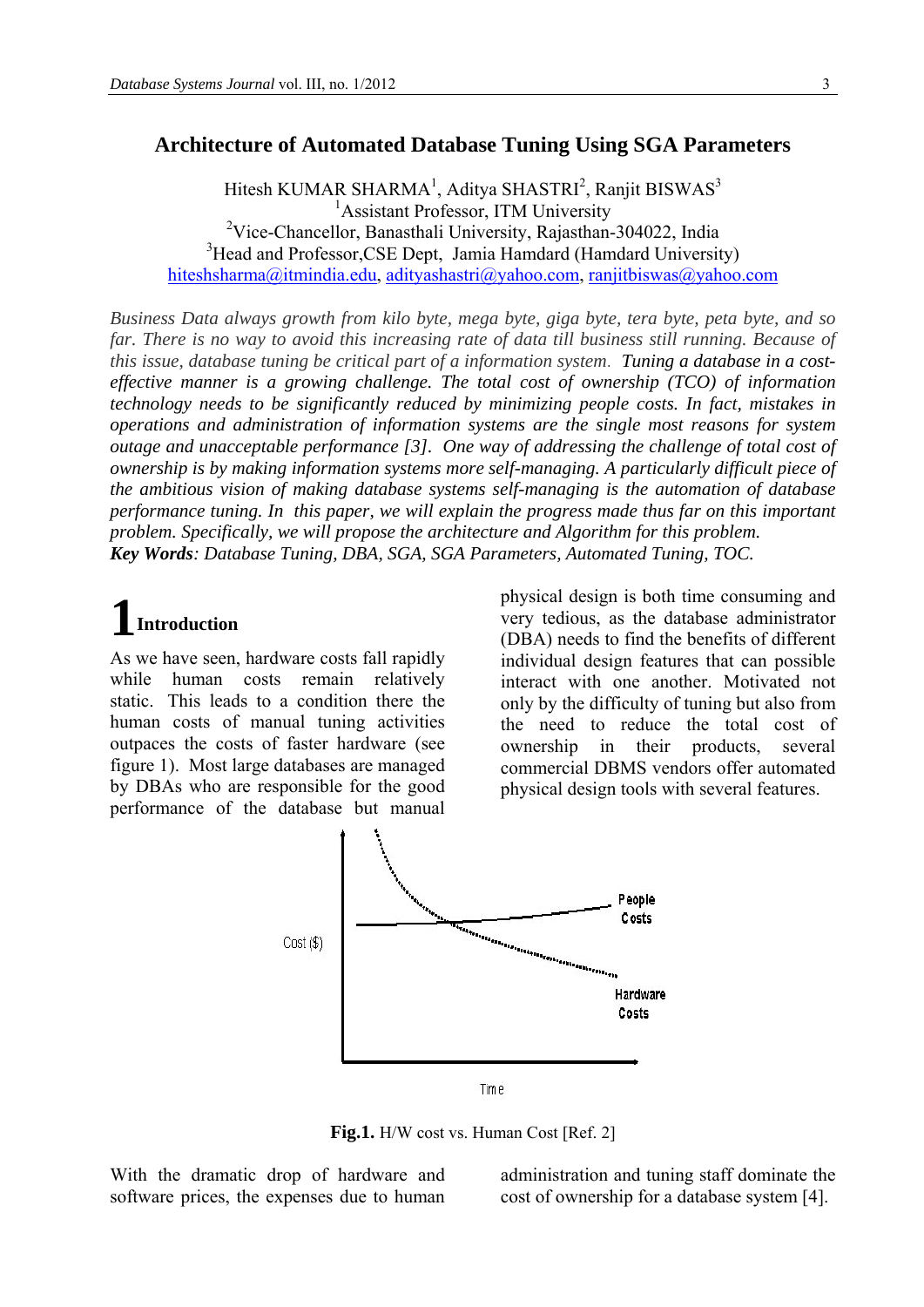# Architecture of Automated Database Tuning Using SGA Parameters

Hitesh KUMAR SHARMA[1], Aditya SHASTRI[2], Ranjit BISWAS[3]
[1]Assistant Professor, ITM University
[2]Vice-Chancellor, Banasthali University, Rajasthan-304022, India
[3]Head and Professor,CSE Dept, Jamia Hamdard (Hamdard University)
hiteshsharma@itmindia.edu, adityashastri@yahoo.com, ranjitbiswas@yahoo.com

*Business Data always growth from kilo byte, mega byte, giga byte, tera byte, peta byte, and so far. There is no way to avoid this increasing rate of data till business still running. Because of this issue, database tuning be critical part of a information system. Tuning a database in a cost-effective manner is a growing challenge. The total cost of ownership (TCO) of information technology needs to be significantly reduced by minimizing people costs. In fact, mistakes in operations and administration of information systems are the single most reasons for system outage and unacceptable performance [3]. One way of addressing the challenge of total cost of ownership is by making information systems more self-managing. A particularly difficult piece of the ambitious vision of making database systems self-managing is the automation of database performance tuning. In this paper, we will explain the progress made thus far on this important problem. Specifically, we will propose the architecture and Algorithm for this problem.*

***Key Words**: Database Tuning, DBA, SGA, SGA Parameters, Automated Tuning, TOC.*

## 1 Introduction

As we have seen, hardware costs fall rapidly while human costs remain relatively static. This leads to a condition there the human costs of manual tuning activities outpaces the costs of faster hardware (see figure 1). Most large databases are managed by DBAs who are responsible for the good performance of the database but manual physical design is both time consuming and very tedious, as the database administrator (DBA) needs to find the benefits of different individual design features that can possible interact with one another. Motivated not only by the difficulty of tuning but also from the need to reduce the total cost of ownership in their products, several commercial DBMS vendors offer automated physical design tools with several features.

**Fig.1.** H/W cost vs. Human Cost [Ref. 2]

With the dramatic drop of hardware and software prices, the expenses due to human administration and tuning staff dominate the cost of ownership for a database system [4].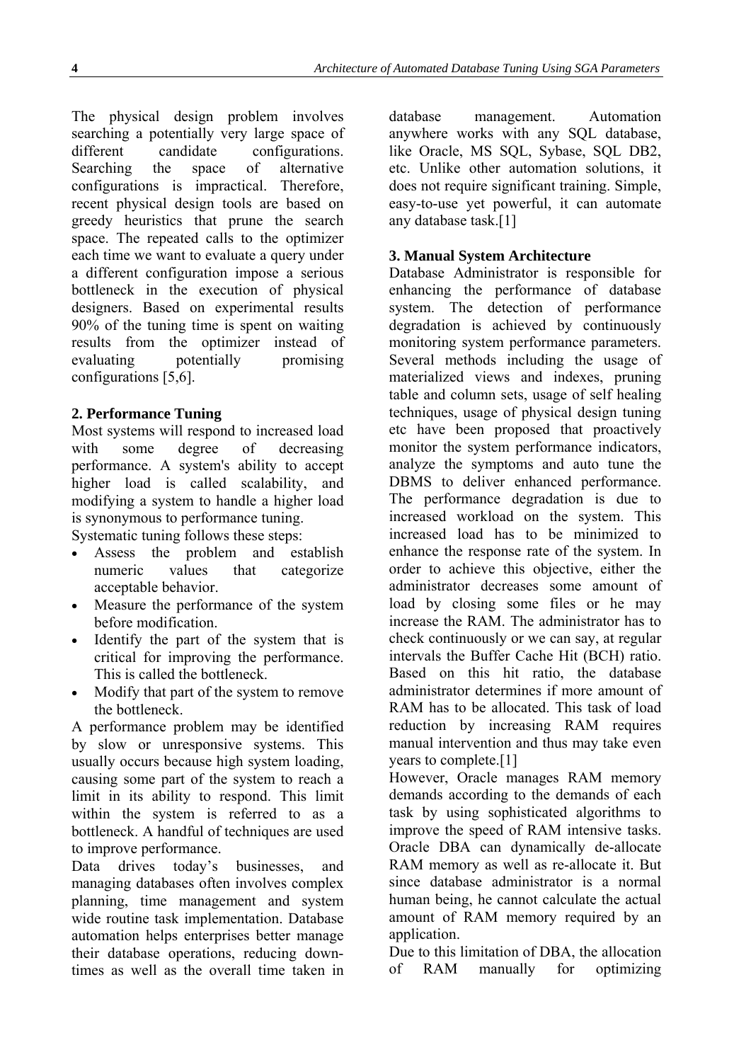The physical design problem involves searching a potentially very large space of different candidate configurations. Searching the space of alternative configurations is impractical. Therefore, recent physical design tools are based on greedy heuristics that prune the search space. The repeated calls to the optimizer each time we want to evaluate a query under a different configuration impose a serious bottleneck in the execution of physical designers. Based on experimental results 90% of the tuning time is spent on waiting results from the optimizer instead of evaluating potentially promising configurations [5,6].

**2. Performance Tuning**

Most systems will respond to increased load with some degree of decreasing performance. A system's ability to accept higher load is called scalability, and modifying a system to handle a higher load is synonymous to performance tuning.

Systematic tuning follows these steps:

- Assess the problem and establish numeric values that categorize acceptable behavior.
- Measure the performance of the system before modification.
- Identify the part of the system that is critical for improving the performance. This is called the bottleneck.
- Modify that part of the system to remove the bottleneck.

A performance problem may be identified by slow or unresponsive systems. This usually occurs because high system loading, causing some part of the system to reach a limit in its ability to respond. This limit within the system is referred to as a bottleneck. A handful of techniques are used to improve performance.

Data drives today's businesses, and managing databases often involves complex planning, time management and system wide routine task implementation. Database automation helps enterprises better manage their database operations, reducing down-times as well as the overall time taken in database management. Automation anywhere works with any SQL database, like Oracle, MS SQL, Sybase, SQL DB2, etc. Unlike other automation solutions, it does not require significant training. Simple, easy-to-use yet powerful, it can automate any database task.[1]

**3. Manual System Architecture**

Database Administrator is responsible for enhancing the performance of database system. The detection of performance degradation is achieved by continuously monitoring system performance parameters. Several methods including the usage of materialized views and indexes, pruning table and column sets, usage of self healing techniques, usage of physical design tuning etc have been proposed that proactively monitor the system performance indicators, analyze the symptoms and auto tune the DBMS to deliver enhanced performance. The performance degradation is due to increased workload on the system. This increased load has to be minimized to enhance the response rate of the system. In order to achieve this objective, either the administrator decreases some amount of load by closing some files or he may increase the RAM. The administrator has to check continuously or we can say, at regular intervals the Buffer Cache Hit (BCH) ratio. Based on this hit ratio, the database administrator determines if more amount of RAM has to be allocated. This task of load reduction by increasing RAM requires manual intervention and thus may take even years to complete.[1]

However, Oracle manages RAM memory demands according to the demands of each task by using sophisticated algorithms to improve the speed of RAM intensive tasks. Oracle DBA can dynamically de-allocate RAM memory as well as re-allocate it. But since database administrator is a normal human being, he cannot calculate the actual amount of RAM memory required by an application.

Due to this limitation of DBA, the allocation of RAM manually for optimizing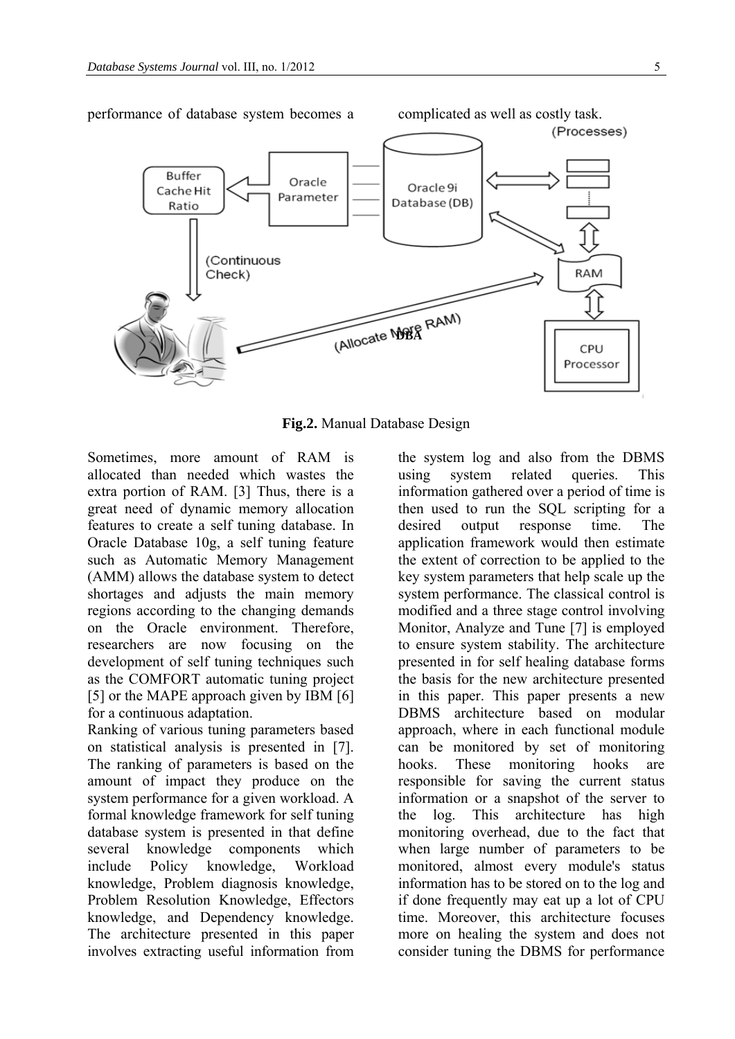performance of database system becomes a complicated as well as costly task.

**Fig.2.** Manual Database Design

Sometimes, more amount of RAM is allocated than needed which wastes the extra portion of RAM. [3] Thus, there is a great need of dynamic memory allocation features to create a self tuning database. In Oracle Database 10g, a self tuning feature such as Automatic Memory Management (AMM) allows the database system to detect shortages and adjusts the main memory regions according to the changing demands on the Oracle environment. Therefore, researchers are now focusing on the development of self tuning techniques such as the COMFORT automatic tuning project [5] or the MAPE approach given by IBM [6] for a continuous adaptation.

Ranking of various tuning parameters based on statistical analysis is presented in [7]. The ranking of parameters is based on the amount of impact they produce on the system performance for a given workload. A formal knowledge framework for self tuning database system is presented in that define several knowledge components which include Policy knowledge, Workload knowledge, Problem diagnosis knowledge, Problem Resolution Knowledge, Effectors knowledge, and Dependency knowledge. The architecture presented in this paper involves extracting useful information from the system log and also from the DBMS using system related queries. This information gathered over a period of time is then used to run the SQL scripting for a desired output response time. The application framework would then estimate the extent of correction to be applied to the key system parameters that help scale up the system performance. The classical control is modified and a three stage control involving Monitor, Analyze and Tune [7] is employed to ensure system stability. The architecture presented in for self healing database forms the basis for the new architecture presented in this paper. This paper presents a new DBMS architecture based on modular approach, where in each functional module can be monitored by set of monitoring hooks. These monitoring hooks are responsible for saving the current status information or a snapshot of the server to the log. This architecture has high monitoring overhead, due to the fact that when large number of parameters to be monitored, almost every module's status information has to be stored on to the log and if done frequently may eat up a lot of CPU time. Moreover, this architecture focuses more on healing the system and does not consider tuning the DBMS for performance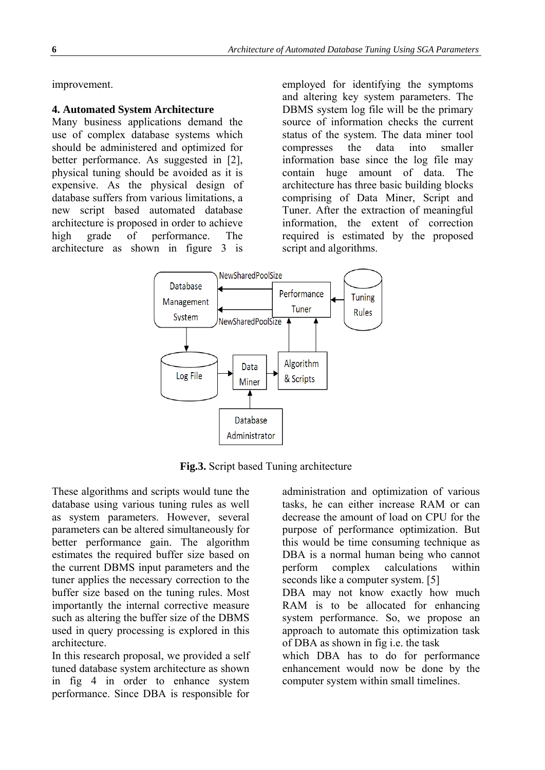improvement.

## 4. Automated System Architecture

Many business applications demand the use of complex database systems which should be administered and optimized for better performance. As suggested in [2], physical tuning should be avoided as it is expensive. As the physical design of database suffers from various limitations, a new script based automated database architecture is proposed in order to achieve high grade of performance. The architecture as shown in figure 3 is employed for identifying the symptoms and altering key system parameters. The DBMS system log file will be the primary source of information checks the current status of the system. The data miner tool compresses the data into smaller information base since the log file may contain huge amount of data. The architecture has three basic building blocks comprising of Data Miner, Script and Tuner. After the extraction of meaningful information, the extent of correction required is estimated by the proposed script and algorithms.

**Fig.3.** Script based Tuning architecture

These algorithms and scripts would tune the database using various tuning rules as well as system parameters. However, several parameters can be altered simultaneously for better performance gain. The algorithm estimates the required buffer size based on the current DBMS input parameters and the tuner applies the necessary correction to the buffer size based on the tuning rules. Most importantly the internal corrective measure such as altering the buffer size of the DBMS used in query processing is explored in this architecture.

In this research proposal, we provided a self tuned database system architecture as shown in fig 4 in order to enhance system performance. Since DBA is responsible for administration and optimization of various tasks, he can either increase RAM or can decrease the amount of load on CPU for the purpose of performance optimization. But this would be time consuming technique as DBA is a normal human being who cannot perform complex calculations within seconds like a computer system. [5]

DBA may not know exactly how much RAM is to be allocated for enhancing system performance. So, we propose an approach to automate this optimization task of DBA as shown in fig i.e. the task which DBA has to do for performance enhancement would now be done by the computer system within small timelines.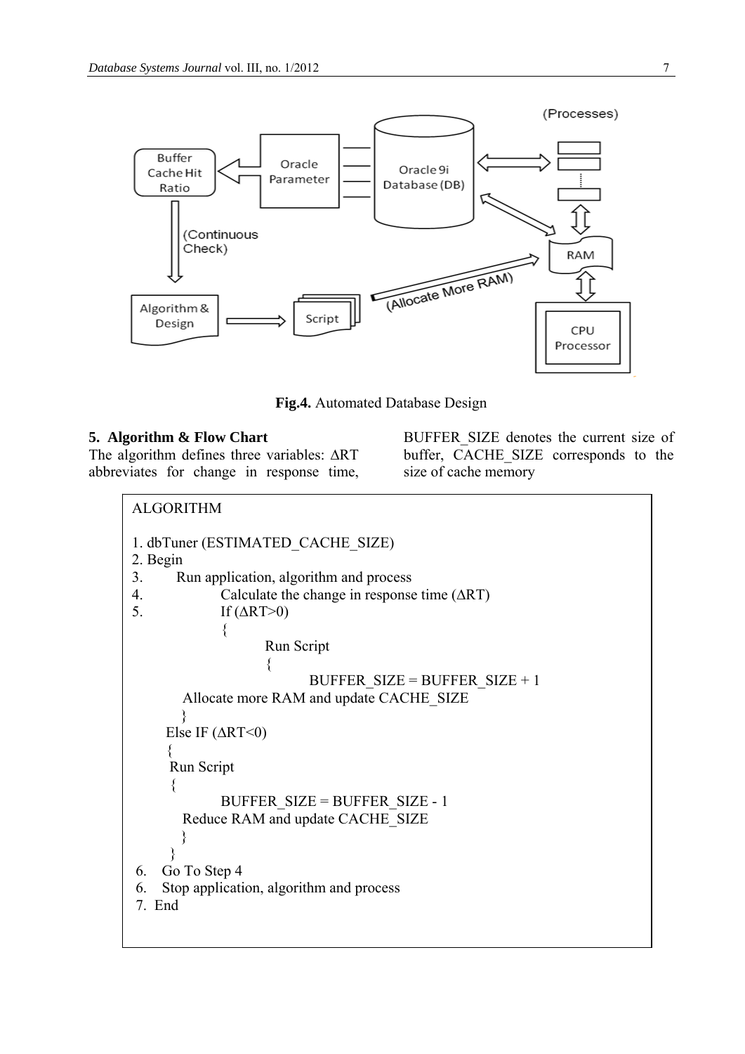Fig.4. Automated Database Design

## 5. Algorithm & Flow Chart

The algorithm defines three variables: ΔRT abbreviates for change in response time, BUFFER_SIZE denotes the current size of buffer, CACHE_SIZE corresponds to the size of cache memory

```
ALGORITHM

1. dbTuner (ESTIMATED_CACHE_SIZE)
2. Begin
3.       Run application, algorithm and process
4.               Calculate the change in response time (ΔRT)
5.               If (ΔRT>0)
                 {
                         Run Script
                         {
                                 BUFFER_SIZE = BUFFER_SIZE + 1
         Allocate more RAM and update CACHE_SIZE
         }
      Else IF (ΔRT<0)
      {
       Run Script
       {
               BUFFER_SIZE = BUFFER_SIZE - 1
         Reduce RAM and update CACHE_SIZE
         }
       }
 6.   Go To Step 4
 6.   Stop application, algorithm and process
 7.  End
```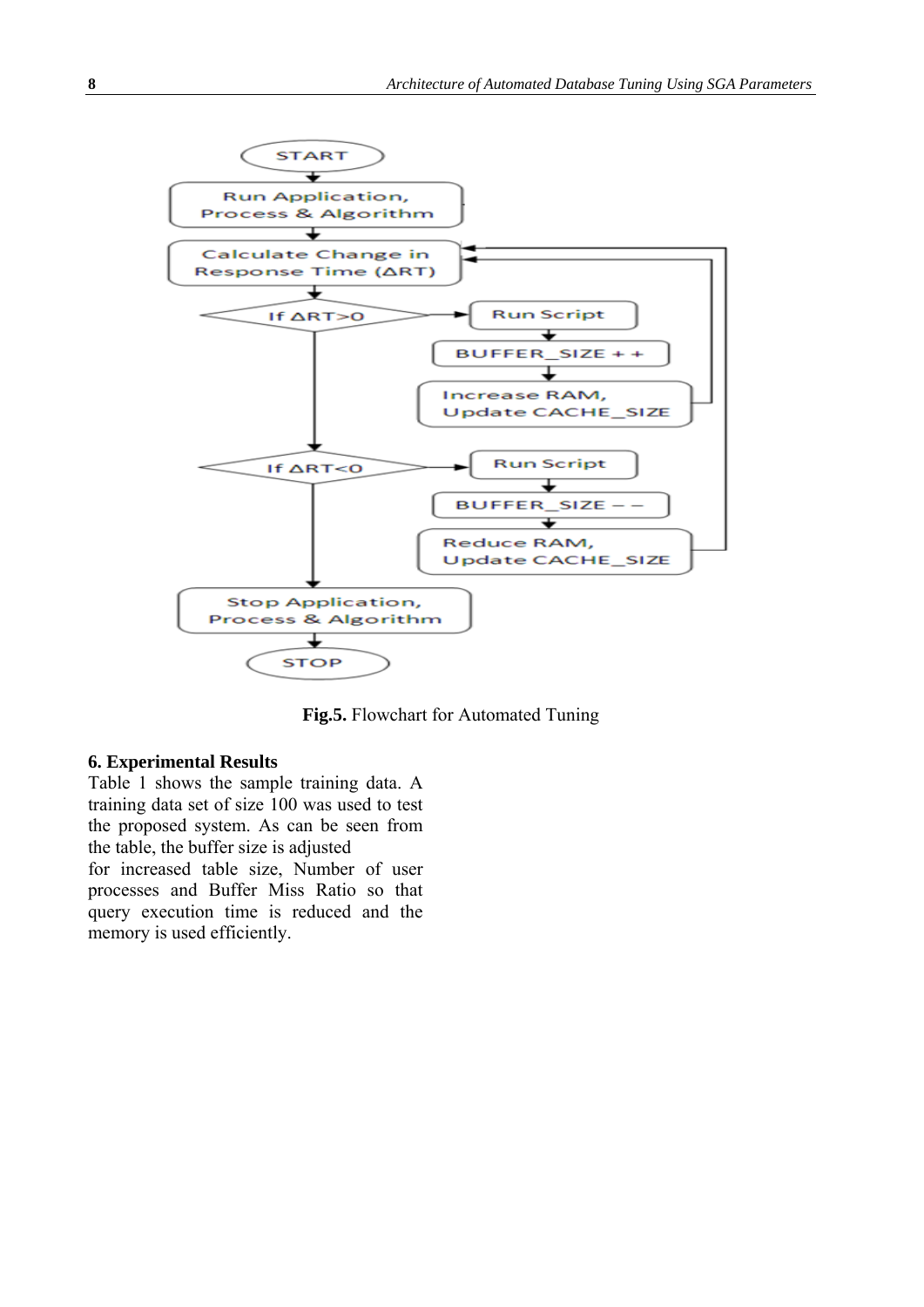**Fig.5.** Flowchart for Automated Tuning

## 6. Experimental Results

Table 1 shows the sample training data. A training data set of size 100 was used to test the proposed system. As can be seen from the table, the buffer size is adjusted for increased table size, Number of user processes and Buffer Miss Ratio so that query execution time is reduced and the memory is used efficiently.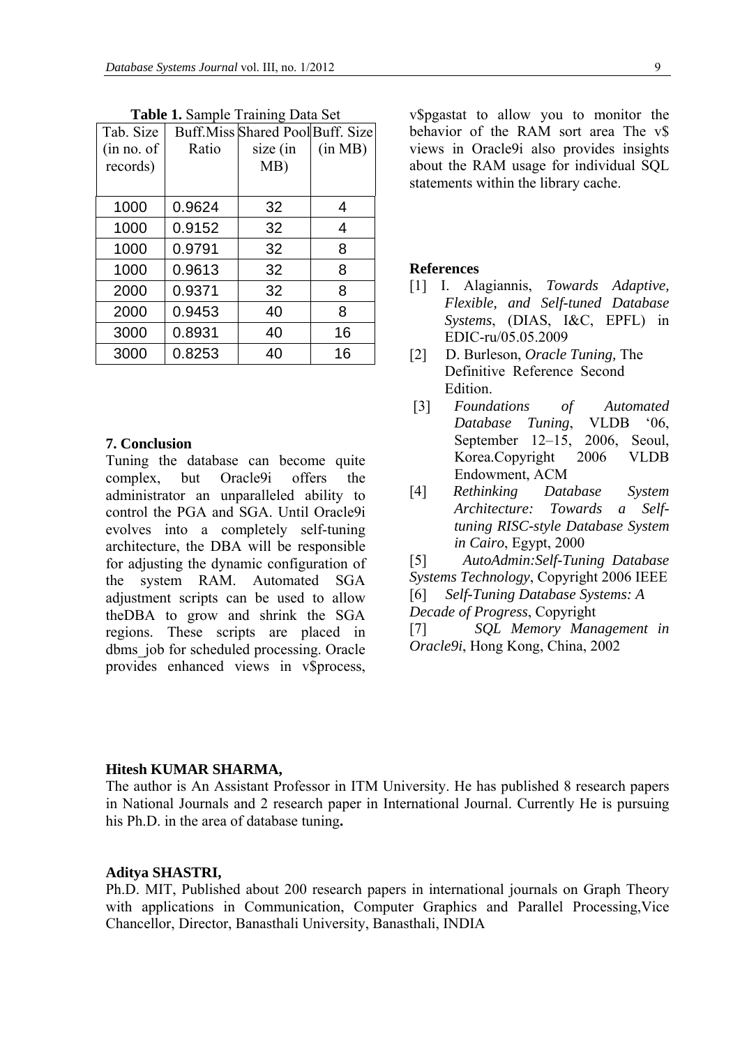**Table 1.** Sample Training Data Set

| Tab. Size (in no. of records) | Buff.Miss Ratio | Shared Pool size (in MB) | Buff. Size (in MB) |
|---|---|---|---|
| 1000 | 0.9624 | 32 | 4 |
| 1000 | 0.9152 | 32 | 4 |
| 1000 | 0.9791 | 32 | 8 |
| 1000 | 0.9613 | 32 | 8 |
| 2000 | 0.9371 | 32 | 8 |
| 2000 | 0.9453 | 40 | 8 |
| 3000 | 0.8931 | 40 | 16 |
| 3000 | 0.8253 | 40 | 16 |

## 7. Conclusion

Tuning the database can become quite complex, but Oracle9i offers the administrator an unparalleled ability to control the PGA and SGA. Until Oracle9i evolves into a completely self-tuning architecture, the DBA will be responsible for adjusting the dynamic configuration of the system RAM. Automated SGA adjustment scripts can be used to allow theDBA to grow and shrink the SGA regions. These scripts are placed in dbms_job for scheduled processing. Oracle provides enhanced views in v$process, v$pgastat to allow you to monitor the behavior of the RAM sort area The v$ views in Oracle9i also provides insights about the RAM usage for individual SQL statements within the library cache.

## References

[1] I. Alagiannis, *Towards Adaptive, Flexible, and Self-tuned Database Systems*, (DIAS, I&C, EPFL) in EDIC-ru/05.05.2009

[2] D. Burleson, *Oracle Tuning*, The Definitive Reference Second Edition.

[3] *Foundations of Automated Database Tuning*, VLDB '06, September 12–15, 2006, Seoul, Korea.Copyright 2006 VLDB Endowment, ACM

[4] *Rethinking Database System Architecture: Towards a Self-tuning RISC-style Database System in Cairo*, Egypt, 2000

[5] *AutoAdmin:Self-Tuning Database Systems Technology*, Copyright 2006 IEEE

[6] *Self-Tuning Database Systems: A Decade of Progress*, Copyright

[7] *SQL Memory Management in Oracle9i*, Hong Kong, China, 2002

**Hitesh KUMAR SHARMA,**
The author is An Assistant Professor in ITM University. He has published 8 research papers in National Journals and 2 research paper in International Journal. Currently He is pursuing his Ph.D. in the area of database tuning**.**

**Aditya SHASTRI,**
Ph.D. MIT, Published about 200 research papers in international journals on Graph Theory with applications in Communication, Computer Graphics and Parallel Processing,Vice Chancellor, Director, Banasthali University, Banasthali, INDIA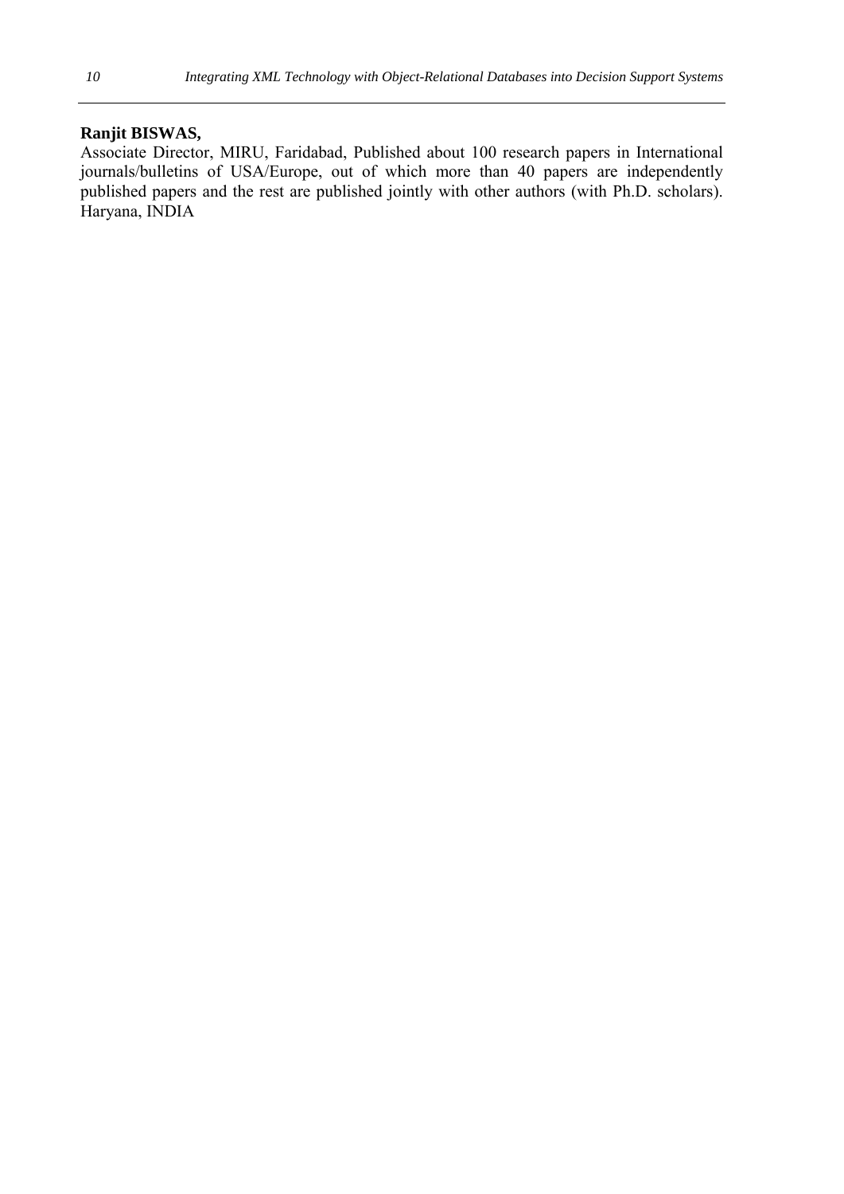**Ranjit BISWAS,**
Associate Director, MIRU, Faridabad, Published about 100 research papers in International journals/bulletins of USA/Europe, out of which more than 40 papers are independently published papers and the rest are published jointly with other authors (with Ph.D. scholars). Haryana, INDIA